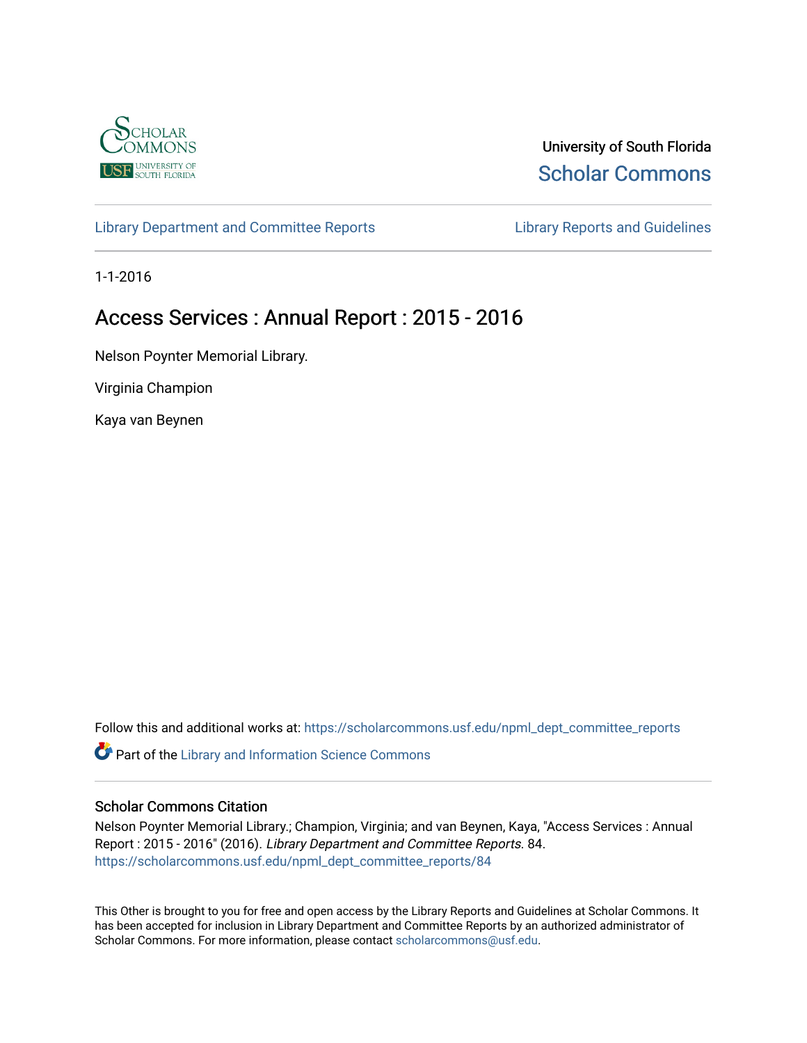University of South Florida

Scholar Commons

Library Department and Committee Reports | Library Reports and Guidelines

1-1-2016

# Access Services : Annual Report : 2015 - 2016

Nelson Poynter Memorial Library.

Virginia Champion

Kaya van Beynen

Follow this and additional works at: https://scholarcommons.usf.edu/npml_dept_committee_reports

Part of the Library and Information Science Commons

## Scholar Commons Citation

Nelson Poynter Memorial Library.; Champion, Virginia; and van Beynen, Kaya, "Access Services : Annual Report : 2015 - 2016" (2016). *Library Department and Committee Reports*. 84.
https://scholarcommons.usf.edu/npml_dept_committee_reports/84

This Other is brought to you for free and open access by the Library Reports and Guidelines at Scholar Commons. It has been accepted for inclusion in Library Department and Committee Reports by an authorized administrator of Scholar Commons. For more information, please contact scholarcommons@usf.edu.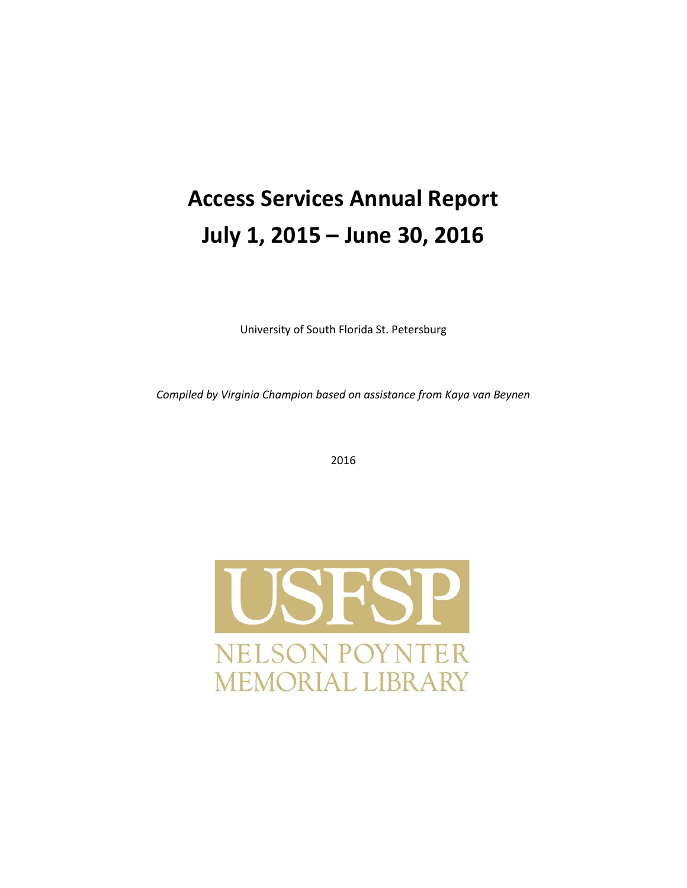# Access Services Annual Report
# July 1, 2015 – June 30, 2016

University of South Florida St. Petersburg

*Compiled by Virginia Champion based on assistance from Kaya van Beynen*

2016

USFSP

NELSON POYNTER MEMORIAL LIBRARY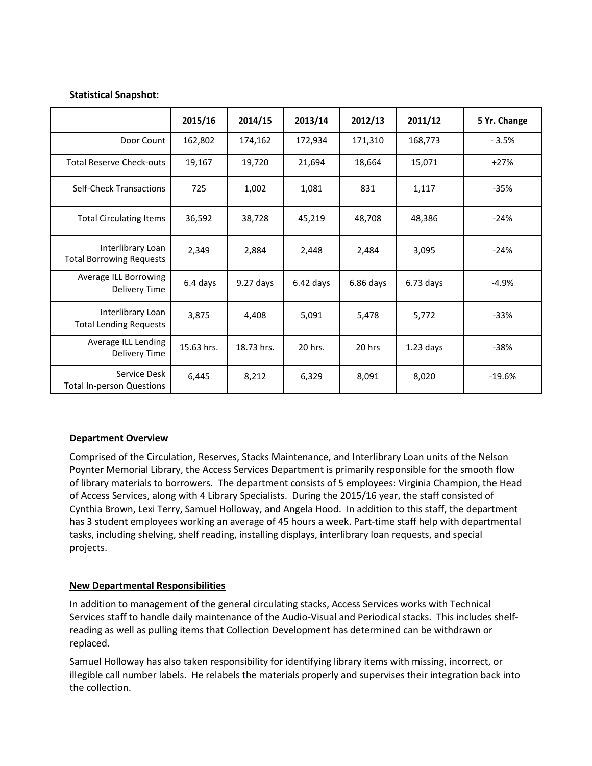**Statistical Snapshot:**

| | 2015/16 | 2014/15 | 2013/14 | 2012/13 | 2011/12 | 5 Yr. Change |
|---|---|---|---|---|---|---|
| Door Count | 162,802 | 174,162 | 172,934 | 171,310 | 168,773 | - 3.5% |
| Total Reserve Check-outs | 19,167 | 19,720 | 21,694 | 18,664 | 15,071 | +27% |
| Self-Check Transactions | 725 | 1,002 | 1,081 | 831 | 1,117 | -35% |
| Total Circulating Items | 36,592 | 38,728 | 45,219 | 48,708 | 48,386 | -24% |
| Interlibrary Loan Total Borrowing Requests | 2,349 | 2,884 | 2,448 | 2,484 | 3,095 | -24% |
| Average ILL Borrowing Delivery Time | 6.4 days | 9.27 days | 6.42 days | 6.86 days | 6.73 days | -4.9% |
| Interlibrary Loan Total Lending Requests | 3,875 | 4,408 | 5,091 | 5,478 | 5,772 | -33% |
| Average ILL Lending Delivery Time | 15.63 hrs. | 18.73 hrs. | 20 hrs. | 20 hrs | 1.23 days | -38% |
| Service Desk Total In-person Questions | 6,445 | 8,212 | 6,329 | 8,091 | 8,020 | -19.6% |

**Department Overview**

Comprised of the Circulation, Reserves, Stacks Maintenance, and Interlibrary Loan units of the Nelson Poynter Memorial Library, the Access Services Department is primarily responsible for the smooth flow of library materials to borrowers. The department consists of 5 employees: Virginia Champion, the Head of Access Services, along with 4 Library Specialists. During the 2015/16 year, the staff consisted of Cynthia Brown, Lexi Terry, Samuel Holloway, and Angela Hood. In addition to this staff, the department has 3 student employees working an average of 45 hours a week. Part-time staff help with departmental tasks, including shelving, shelf reading, installing displays, interlibrary loan requests, and special projects.

**New Departmental Responsibilities**

In addition to management of the general circulating stacks, Access Services works with Technical Services staff to handle daily maintenance of the Audio-Visual and Periodical stacks. This includes shelf-reading as well as pulling items that Collection Development has determined can be withdrawn or replaced.

Samuel Holloway has also taken responsibility for identifying library items with missing, incorrect, or illegible call number labels. He relabels the materials properly and supervises their integration back into the collection.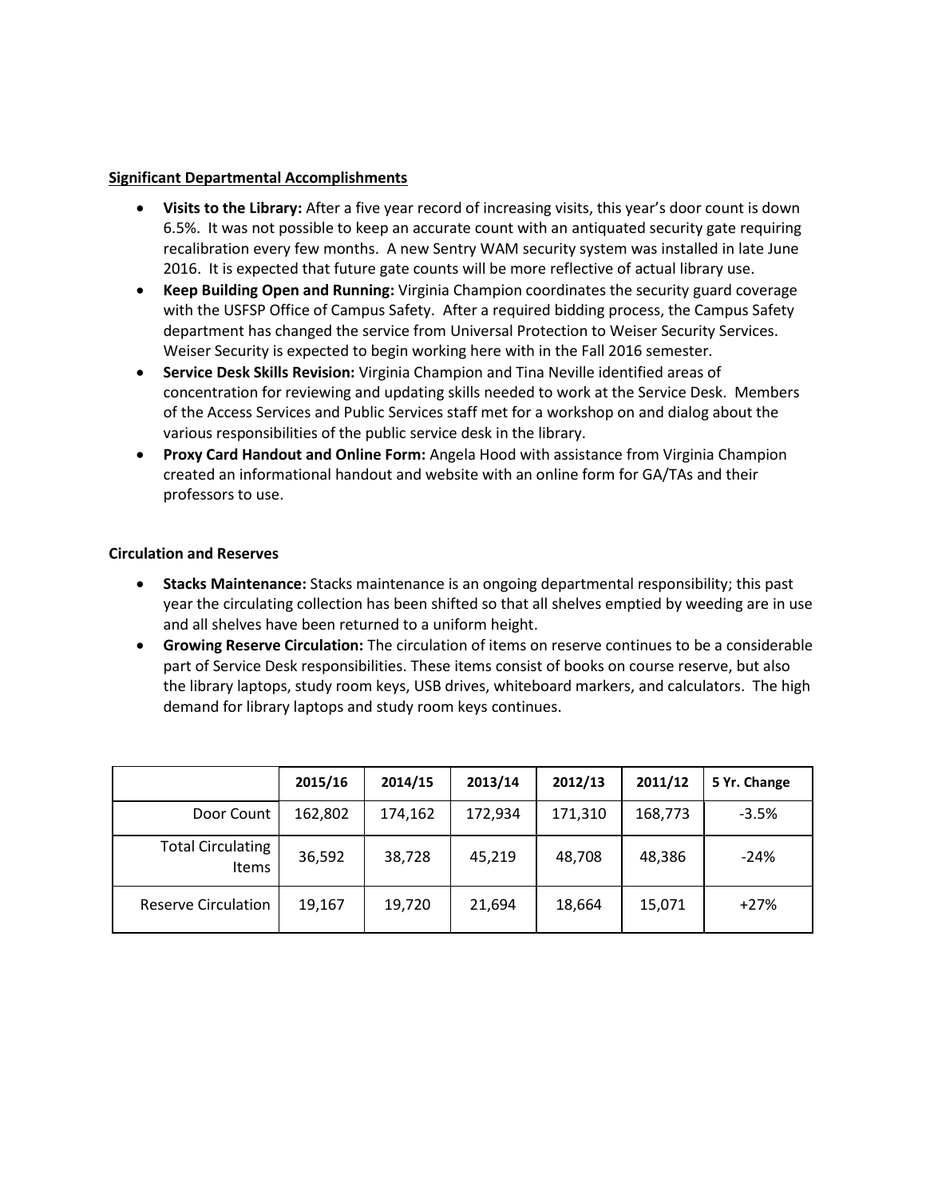**Significant Departmental Accomplishments**

- **Visits to the Library:** After a five year record of increasing visits, this year's door count is down 6.5%. It was not possible to keep an accurate count with an antiquated security gate requiring recalibration every few months. A new Sentry WAM security system was installed in late June 2016. It is expected that future gate counts will be more reflective of actual library use.
- **Keep Building Open and Running:** Virginia Champion coordinates the security guard coverage with the USFSP Office of Campus Safety. After a required bidding process, the Campus Safety department has changed the service from Universal Protection to Weiser Security Services. Weiser Security is expected to begin working here with in the Fall 2016 semester.
- **Service Desk Skills Revision:** Virginia Champion and Tina Neville identified areas of concentration for reviewing and updating skills needed to work at the Service Desk. Members of the Access Services and Public Services staff met for a workshop on and dialog about the various responsibilities of the public service desk in the library.
- **Proxy Card Handout and Online Form:** Angela Hood with assistance from Virginia Champion created an informational handout and website with an online form for GA/TAs and their professors to use.

**Circulation and Reserves**

- **Stacks Maintenance:** Stacks maintenance is an ongoing departmental responsibility; this past year the circulating collection has been shifted so that all shelves emptied by weeding are in use and all shelves have been returned to a uniform height.
- **Growing Reserve Circulation:** The circulation of items on reserve continues to be a considerable part of Service Desk responsibilities. These items consist of books on course reserve, but also the library laptops, study room keys, USB drives, whiteboard markers, and calculators. The high demand for library laptops and study room keys continues.

| | 2015/16 | 2014/15 | 2013/14 | 2012/13 | 2011/12 | 5 Yr. Change |
|---|---|---|---|---|---|---|
| Door Count | 162,802 | 174,162 | 172,934 | 171,310 | 168,773 | -3.5% |
| Total Circulating Items | 36,592 | 38,728 | 45,219 | 48,708 | 48,386 | -24% |
| Reserve Circulation | 19,167 | 19,720 | 21,694 | 18,664 | 15,071 | +27% |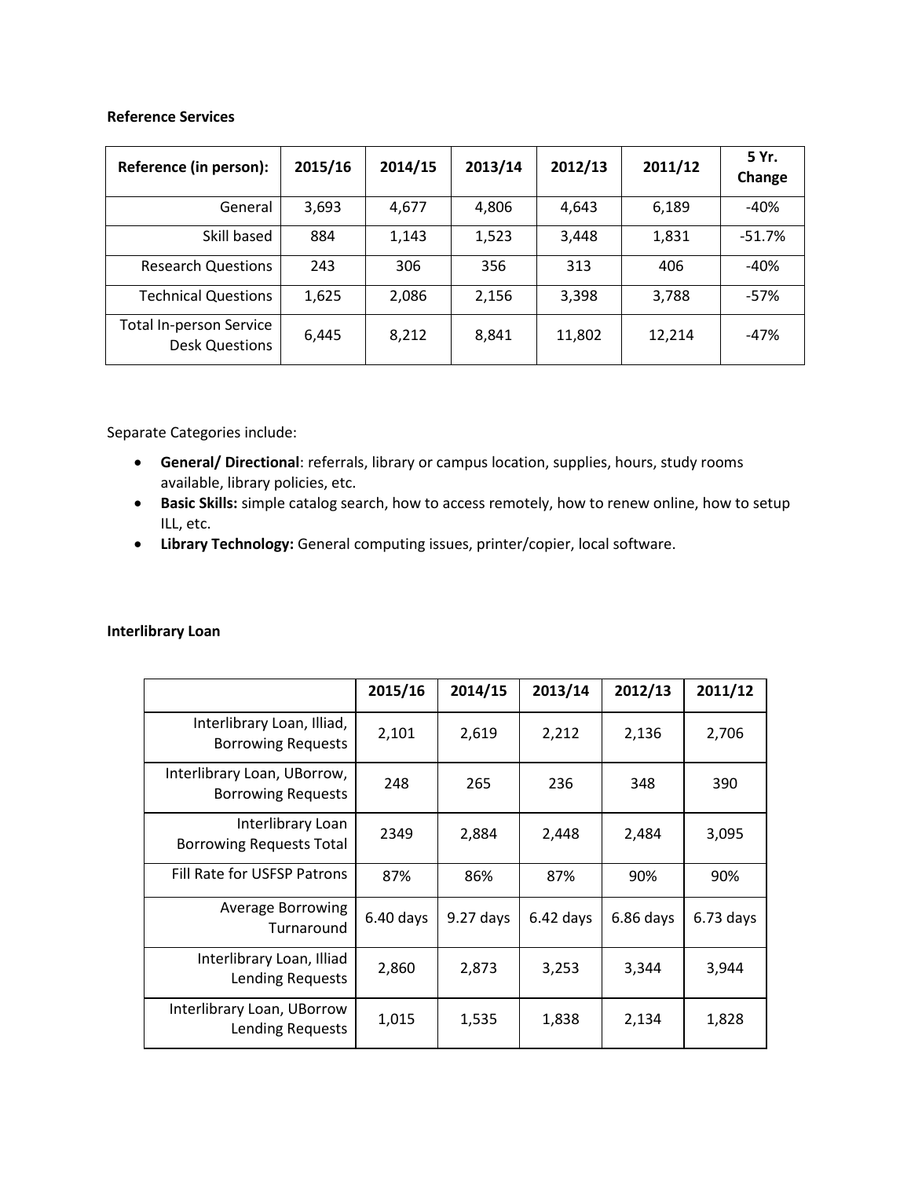**Reference Services**

| Reference (in person): | 2015/16 | 2014/15 | 2013/14 | 2012/13 | 2011/12 | 5 Yr. Change |
|---|---|---|---|---|---|---|
| General | 3,693 | 4,677 | 4,806 | 4,643 | 6,189 | -40% |
| Skill based | 884 | 1,143 | 1,523 | 3,448 | 1,831 | -51.7% |
| Research Questions | 243 | 306 | 356 | 313 | 406 | -40% |
| Technical Questions | 1,625 | 2,086 | 2,156 | 3,398 | 3,788 | -57% |
| Total In-person Service Desk Questions | 6,445 | 8,212 | 8,841 | 11,802 | 12,214 | -47% |

Separate Categories include:

- **General/ Directional**: referrals, library or campus location, supplies, hours, study rooms available, library policies, etc.
- **Basic Skills:** simple catalog search, how to access remotely, how to renew online, how to setup ILL, etc.
- **Library Technology:** General computing issues, printer/copier, local software.

**Interlibrary Loan**

| | 2015/16 | 2014/15 | 2013/14 | 2012/13 | 2011/12 |
|---|---|---|---|---|---|
| Interlibrary Loan, Illiad, Borrowing Requests | 2,101 | 2,619 | 2,212 | 2,136 | 2,706 |
| Interlibrary Loan, UBorrow, Borrowing Requests | 248 | 265 | 236 | 348 | 390 |
| Interlibrary Loan Borrowing Requests Total | 2349 | 2,884 | 2,448 | 2,484 | 3,095 |
| Fill Rate for USFSP Patrons | 87% | 86% | 87% | 90% | 90% |
| Average Borrowing Turnaround | 6.40 days | 9.27 days | 6.42 days | 6.86 days | 6.73 days |
| Interlibrary Loan, Illiad Lending Requests | 2,860 | 2,873 | 3,253 | 3,344 | 3,944 |
| Interlibrary Loan, UBorrow Lending Requests | 1,015 | 1,535 | 1,838 | 2,134 | 1,828 |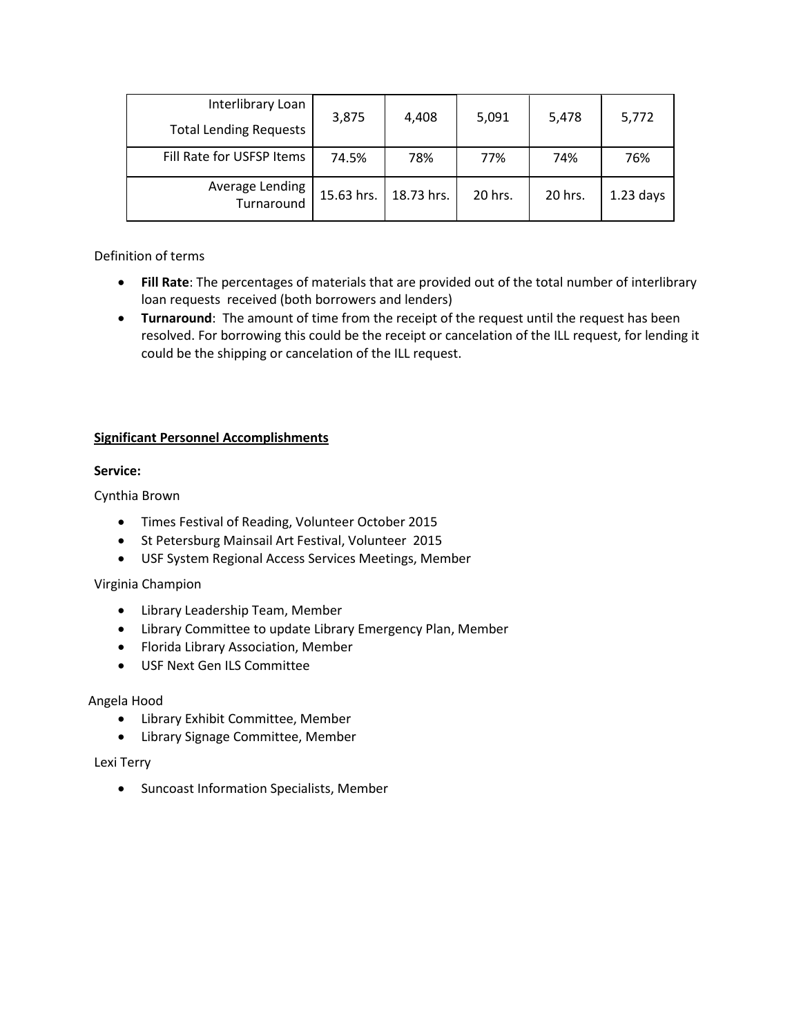| Interlibrary Loan<br>Total Lending Requests | 3,875 | 4,408 | 5,091 | 5,478 | 5,772 |
|---|---|---|---|---|---|
| Fill Rate for USFSP Items | 74.5% | 78% | 77% | 74% | 76% |
| Average Lending Turnaround | 15.63 hrs. | 18.73 hrs. | 20 hrs. | 20 hrs. | 1.23 days |

Definition of terms

- **Fill Rate**: The percentages of materials that are provided out of the total number of interlibrary loan requests received (both borrowers and lenders)
- **Turnaround**: The amount of time from the receipt of the request until the request has been resolved. For borrowing this could be the receipt or cancelation of the ILL request, for lending it could be the shipping or cancelation of the ILL request.

**Significant Personnel Accomplishments**

**Service:**

Cynthia Brown

- Times Festival of Reading, Volunteer October 2015
- St Petersburg Mainsail Art Festival, Volunteer 2015
- USF System Regional Access Services Meetings, Member

Virginia Champion

- Library Leadership Team, Member
- Library Committee to update Library Emergency Plan, Member
- Florida Library Association, Member
- USF Next Gen ILS Committee

Angela Hood

- Library Exhibit Committee, Member
- Library Signage Committee, Member

Lexi Terry

- Suncoast Information Specialists, Member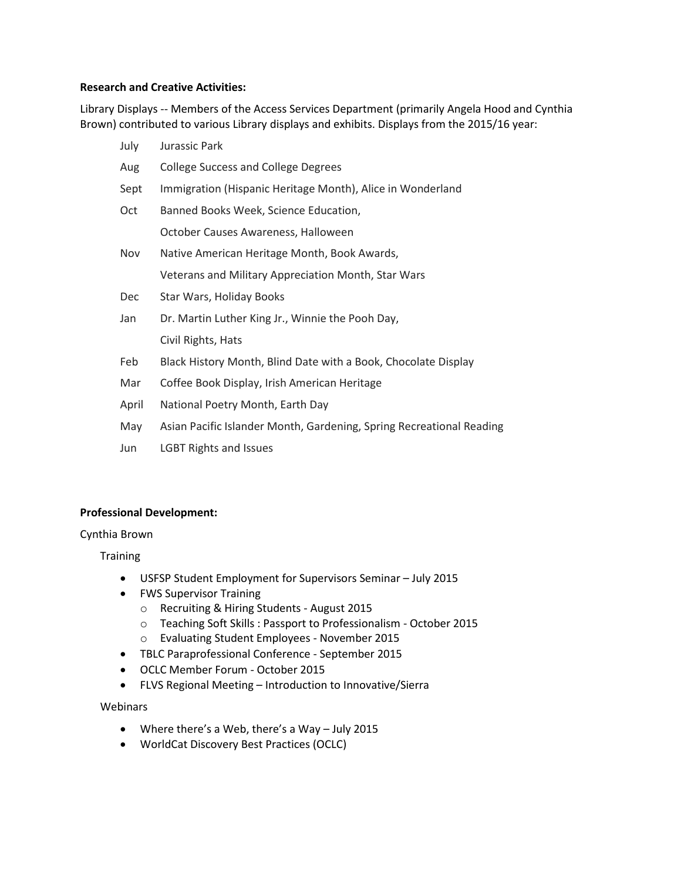**Research and Creative Activities:**

Library Displays -- Members of the Access Services Department (primarily Angela Hood and Cynthia Brown) contributed to various Library displays and exhibits. Displays from the 2015/16 year:

| | |
|---|---|
| July | Jurassic Park |
| Aug | College Success and College Degrees |
| Sept | Immigration (Hispanic Heritage Month), Alice in Wonderland |
| Oct | Banned Books Week, Science Education, October Causes Awareness, Halloween |
| Nov | Native American Heritage Month, Book Awards, Veterans and Military Appreciation Month, Star Wars |
| Dec | Star Wars, Holiday Books |
| Jan | Dr. Martin Luther King Jr., Winnie the Pooh Day, Civil Rights, Hats |
| Feb | Black History Month, Blind Date with a Book, Chocolate Display |
| Mar | Coffee Book Display, Irish American Heritage |
| April | National Poetry Month, Earth Day |
| May | Asian Pacific Islander Month, Gardening, Spring Recreational Reading |
| Jun | LGBT Rights and Issues |

**Professional Development:**

Cynthia Brown

Training

- USFSP Student Employment for Supervisors Seminar – July 2015
- FWS Supervisor Training
  - Recruiting & Hiring Students - August 2015
  - Teaching Soft Skills : Passport to Professionalism - October 2015
  - Evaluating Student Employees - November 2015
- TBLC Paraprofessional Conference - September 2015
- OCLC Member Forum - October 2015
- FLVS Regional Meeting – Introduction to Innovative/Sierra

Webinars

- Where there's a Web, there's a Way – July 2015
- WorldCat Discovery Best Practices (OCLC)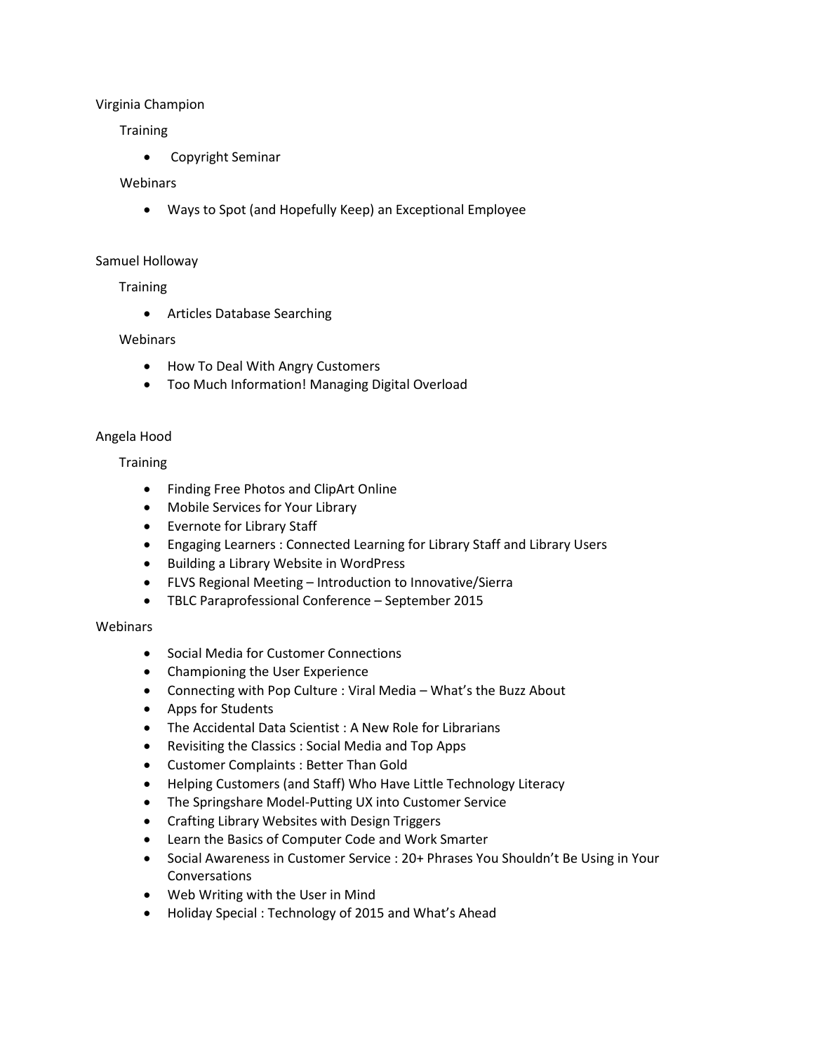Virginia Champion

Training

- Copyright Seminar

Webinars

- Ways to Spot (and Hopefully Keep) an Exceptional Employee

Samuel Holloway

Training

- Articles Database Searching

Webinars

- How To Deal With Angry Customers
- Too Much Information! Managing Digital Overload

Angela Hood

Training

- Finding Free Photos and ClipArt Online
- Mobile Services for Your Library
- Evernote for Library Staff
- Engaging Learners : Connected Learning for Library Staff and Library Users
- Building a Library Website in WordPress
- FLVS Regional Meeting – Introduction to Innovative/Sierra
- TBLC Paraprofessional Conference – September 2015

Webinars

- Social Media for Customer Connections
- Championing the User Experience
- Connecting with Pop Culture : Viral Media – What's the Buzz About
- Apps for Students
- The Accidental Data Scientist : A New Role for Librarians
- Revisiting the Classics : Social Media and Top Apps
- Customer Complaints : Better Than Gold
- Helping Customers (and Staff) Who Have Little Technology Literacy
- The Springshare Model-Putting UX into Customer Service
- Crafting Library Websites with Design Triggers
- Learn the Basics of Computer Code and Work Smarter
- Social Awareness in Customer Service : 20+ Phrases You Shouldn't Be Using in Your Conversations
- Web Writing with the User in Mind
- Holiday Special : Technology of 2015 and What's Ahead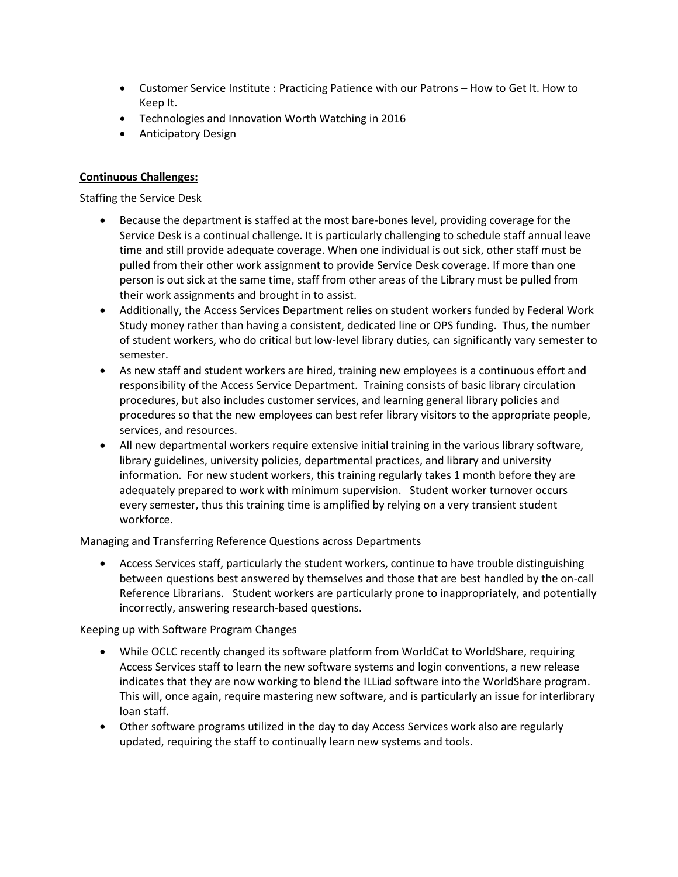- Customer Service Institute : Practicing Patience with our Patrons – How to Get It. How to Keep It.
- Technologies and Innovation Worth Watching in 2016
- Anticipatory Design

**Continuous Challenges:**

Staffing the Service Desk

- Because the department is staffed at the most bare-bones level, providing coverage for the Service Desk is a continual challenge. It is particularly challenging to schedule staff annual leave time and still provide adequate coverage. When one individual is out sick, other staff must be pulled from their other work assignment to provide Service Desk coverage. If more than one person is out sick at the same time, staff from other areas of the Library must be pulled from their work assignments and brought in to assist.
- Additionally, the Access Services Department relies on student workers funded by Federal Work Study money rather than having a consistent, dedicated line or OPS funding. Thus, the number of student workers, who do critical but low-level library duties, can significantly vary semester to semester.
- As new staff and student workers are hired, training new employees is a continuous effort and responsibility of the Access Service Department. Training consists of basic library circulation procedures, but also includes customer services, and learning general library policies and procedures so that the new employees can best refer library visitors to the appropriate people, services, and resources.
- All new departmental workers require extensive initial training in the various library software, library guidelines, university policies, departmental practices, and library and university information. For new student workers, this training regularly takes 1 month before they are adequately prepared to work with minimum supervision. Student worker turnover occurs every semester, thus this training time is amplified by relying on a very transient student workforce.

Managing and Transferring Reference Questions across Departments

- Access Services staff, particularly the student workers, continue to have trouble distinguishing between questions best answered by themselves and those that are best handled by the on-call Reference Librarians. Student workers are particularly prone to inappropriately, and potentially incorrectly, answering research-based questions.

Keeping up with Software Program Changes

- While OCLC recently changed its software platform from WorldCat to WorldShare, requiring Access Services staff to learn the new software systems and login conventions, a new release indicates that they are now working to blend the ILLiad software into the WorldShare program. This will, once again, require mastering new software, and is particularly an issue for interlibrary loan staff.
- Other software programs utilized in the day to day Access Services work also are regularly updated, requiring the staff to continually learn new systems and tools.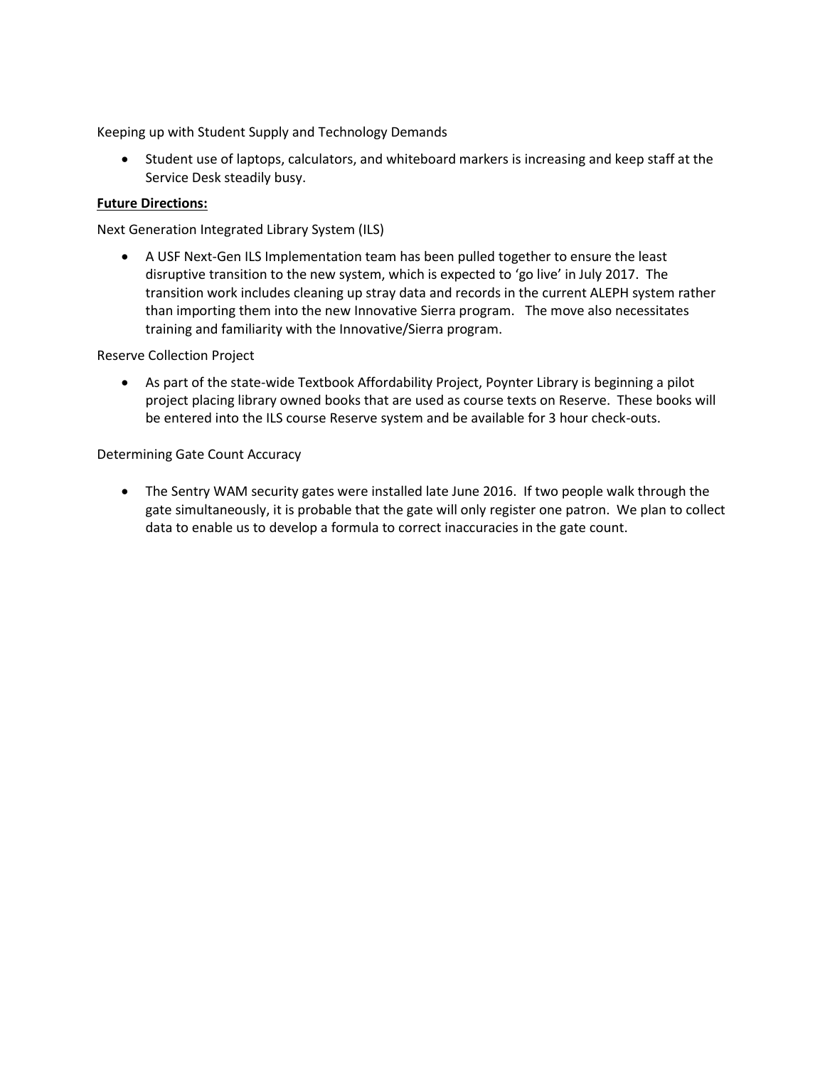Keeping up with Student Supply and Technology Demands

- Student use of laptops, calculators, and whiteboard markers is increasing and keep staff at the Service Desk steadily busy.

**Future Directions:**

Next Generation Integrated Library System (ILS)

- A USF Next-Gen ILS Implementation team has been pulled together to ensure the least disruptive transition to the new system, which is expected to 'go live' in July 2017. The transition work includes cleaning up stray data and records in the current ALEPH system rather than importing them into the new Innovative Sierra program. The move also necessitates training and familiarity with the Innovative/Sierra program.

Reserve Collection Project

- As part of the state-wide Textbook Affordability Project, Poynter Library is beginning a pilot project placing library owned books that are used as course texts on Reserve. These books will be entered into the ILS course Reserve system and be available for 3 hour check-outs.

Determining Gate Count Accuracy

- The Sentry WAM security gates were installed late June 2016. If two people walk through the gate simultaneously, it is probable that the gate will only register one patron. We plan to collect data to enable us to develop a formula to correct inaccuracies in the gate count.